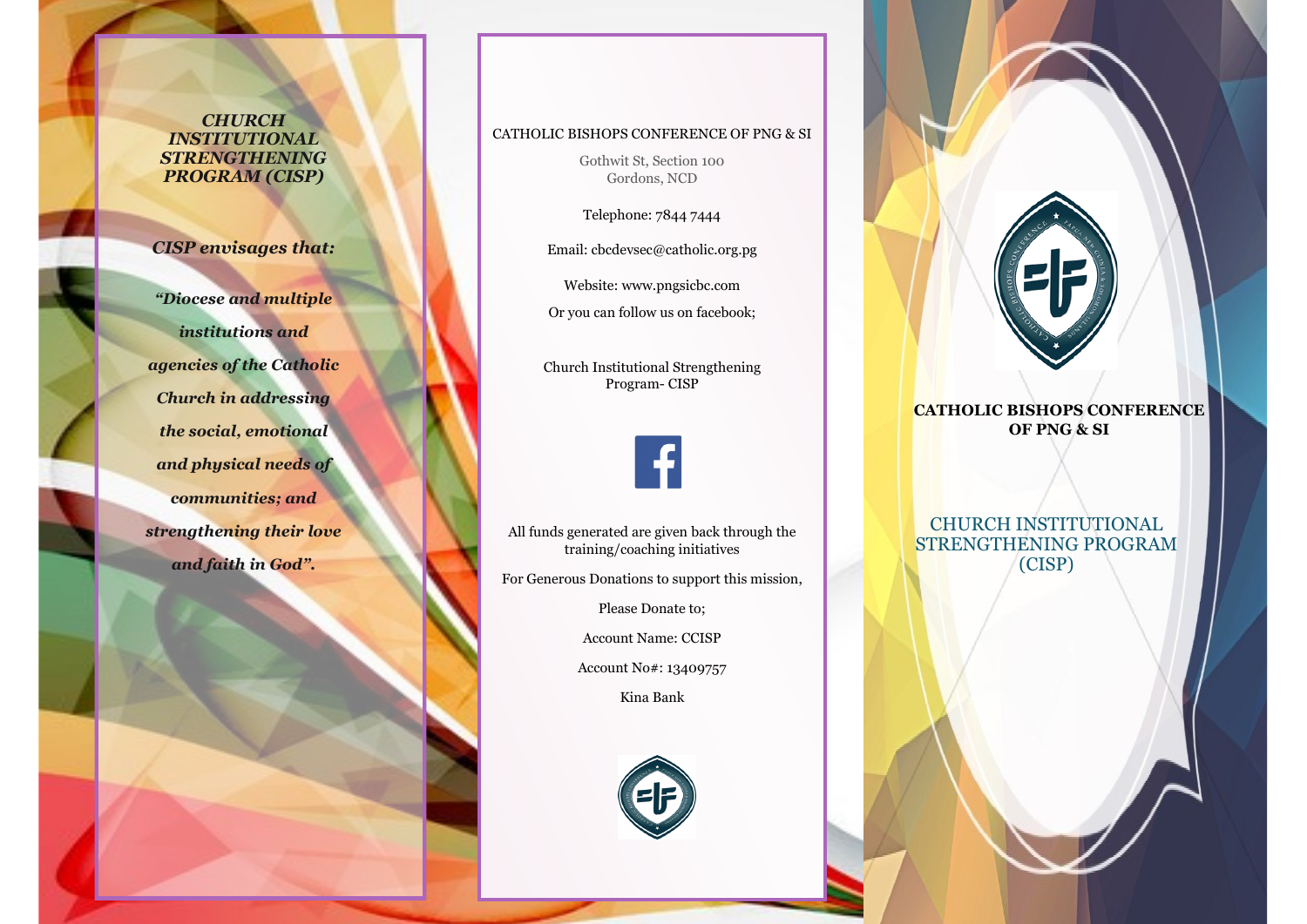***CHURCH INSTITUTIONAL STRENGTHENING PROGRAM (CISP)***

***CISP envisages that:***

***"Diocese and multiple institutions and agencies of the Catholic Church in addressing the social, emotional and physical needs of communities; and strengthening their love and faith in God".***

CATHOLIC BISHOPS CONFERENCE OF PNG & SI

Gothwit St, Section 100
Gordons, NCD

Telephone: 7844 7444

Email: cbcdevsec@catholic.org.pg

Website: www.pngsicbc.com

Or you can follow us on facebook;

Church Institutional Strengthening Program- CISP

All funds generated are given back through the training/coaching initiatives

For Generous Donations to support this mission,

Please Donate to;

Account Name: CCISP

Account No#: 13409757

Kina Bank

**CATHOLIC BISHOPS CONFERENCE OF PNG & SI**

CHURCH INSTITUTIONAL STRENGTHENING PROGRAM (CISP)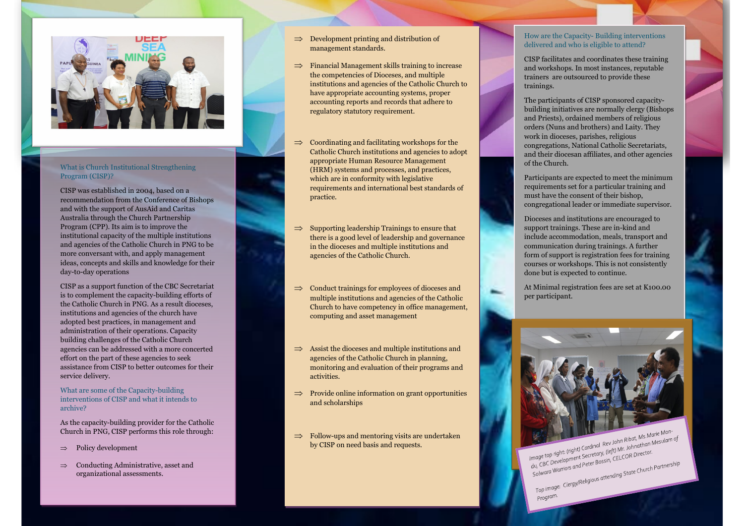## What is Church Institutional Strengthening Program (CISP)?

CISP was established in 2004, based on a recommendation from the Conference of Bishops and with the support of AusAid and Caritas Australia through the Church Partnership Program (CPP). Its aim is to improve the institutional capacity of the multiple institutions and agencies of the Catholic Church in PNG to be more conversant with, and apply management ideas, concepts and skills and knowledge for their day-to-day operations

CISP as a support function of the CBC Secretariat is to complement the capacity-building efforts of the Catholic Church in PNG. As a result dioceses, institutions and agencies of the church have adopted best practices, in management and administration of their operations. Capacity building challenges of the Catholic Church agencies can be addressed with a more concerted effort on the part of these agencies to seek assistance from CISP to better outcomes for their service delivery.

## What are some of the Capacity-building interventions of CISP and what it intends to archive?

As the capacity-building provider for the Catholic Church in PNG, CISP performs this role through:

⇒ Policy development

⇒ Conducting Administrative, asset and organizational assessments.

⇒ Development printing and distribution of management standards.

⇒ Financial Management skills training to increase the competencies of Dioceses, and multiple institutions and agencies of the Catholic Church to have appropriate accounting systems, proper accounting reports and records that adhere to regulatory statutory requirement.

⇒ Coordinating and facilitating workshops for the Catholic Church institutions and agencies to adopt appropriate Human Resource Management (HRM) systems and processes, and practices, which are in conformity with legislative requirements and international best standards of practice.

⇒ Supporting leadership Trainings to ensure that there is a good level of leadership and governance in the dioceses and multiple institutions and agencies of the Catholic Church.

⇒ Conduct trainings for employees of dioceses and multiple institutions and agencies of the Catholic Church to have competency in office management, computing and asset management

⇒ Assist the dioceses and multiple institutions and agencies of the Catholic Church in planning, monitoring and evaluation of their programs and activities.

⇒ Provide online information on grant opportunities and scholarships

⇒ Follow-ups and mentoring visits are undertaken by CISP on need basis and requests.

## How are the Capacity- Building interventions delivered and who is eligible to attend?

CISP facilitates and coordinates these training and workshops. In most instances, reputable trainers are outsourced to provide these trainings.

The participants of CISP sponsored capacity-building initiatives are normally clergy (Bishops and Priests), ordained members of religious orders (Nuns and brothers) and Laity. They work in dioceses, parishes, religious congregations, National Catholic Secretariats, and their diocesan affiliates, and other agencies of the Church.

Participants are expected to meet the minimum requirements set for a particular training and must have the consent of their bishop, congregational leader or immediate supervisor.

Dioceses and institutions are encouraged to support trainings. These are in-kind and include accommodation, meals, transport and communication during trainings. A further form of support is registration fees for training courses or workshops. This is not consistently done but is expected to continue.

At Minimal registration fees are set at K100.00 per participant.

Image top right: (right) Cardinal Rev John Ribat, Ms.Marie Mondu, CBC Development Secretary, (left) Mr. Johnathan Mesulam of Solwara Warriors and Peter Bossin, CELCOR Director.

Top image: Clergy/Religious attending State Church Partnership Program.